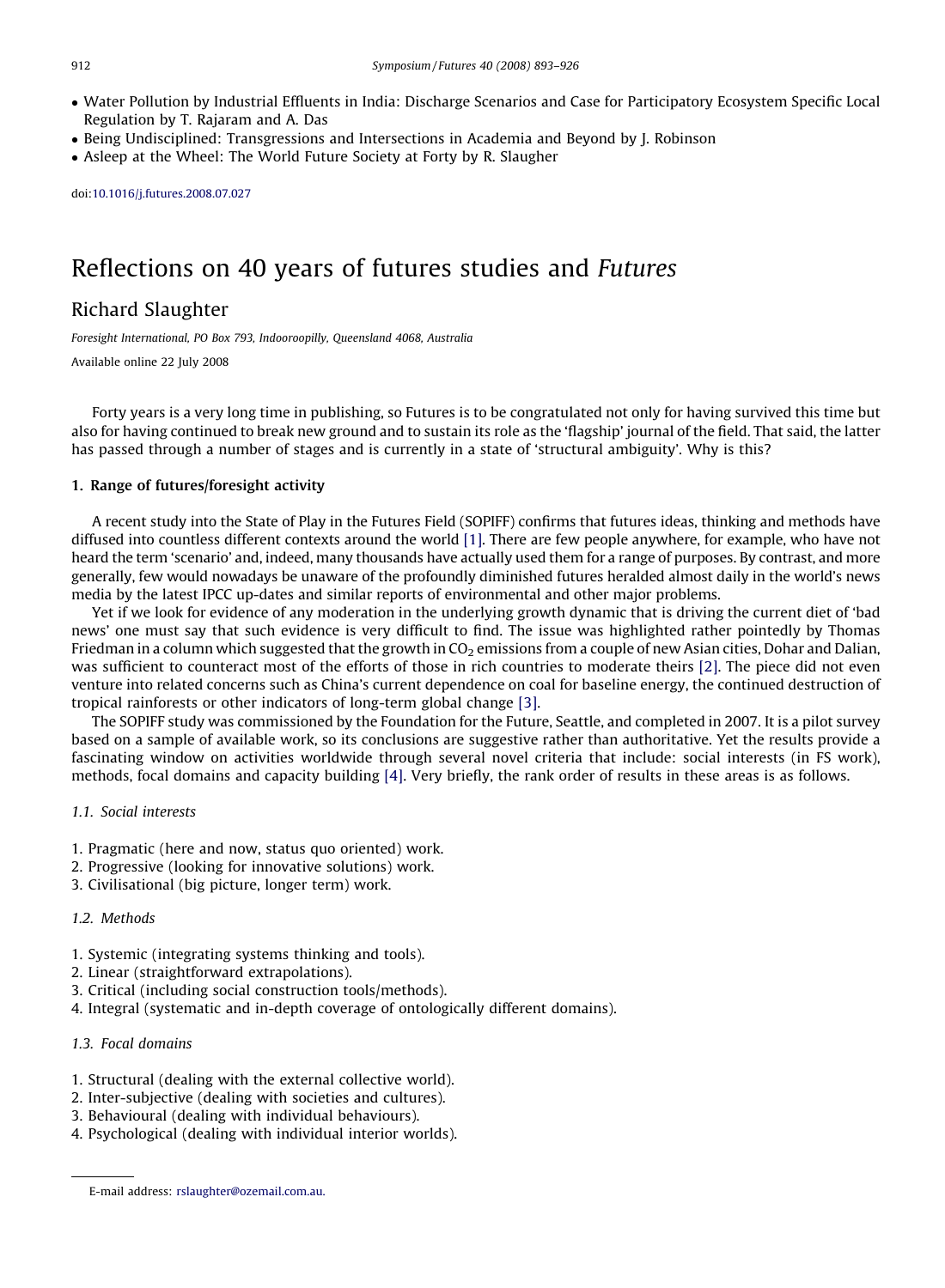- Water Pollution by Industrial Effluents in India: Discharge Scenarios and Case for Participatory Ecosystem Specific Local Regulation by T. Rajaram and A. Das
- Being Undisciplined: Transgressions and Intersections in Academia and Beyond by J. Robinson
- Asleep at the Wheel: The World Future Society at Forty by R. Slaughter

doi:10.1016/j.futures.2008.07.027

# Reflections on 40 years of futures studies and *Futures*

Richard Slaughter

*Foresight International, PO Box 793, Indooroopilly, Queensland 4068, Australia*

Available online 22 July 2008

Forty years is a very long time in publishing, so Futures is to be congratulated not only for having survived this time but also for having continued to break new ground and to sustain its role as the 'flagship' journal of the field. That said, the latter has passed through a number of stages and is currently in a state of 'structural ambiguity'. Why is this?

## 1. Range of futures/foresight activity

A recent study into the State of Play in the Futures Field (SOPIFF) confirms that futures ideas, thinking and methods have diffused into countless different contexts around the world [1]. There are few people anywhere, for example, who have not heard the term 'scenario' and, indeed, many thousands have actually used them for a range of purposes. By contrast, and more generally, few would nowadays be unaware of the profoundly diminished futures heralded almost daily in the world's news media by the latest IPCC up-dates and similar reports of environmental and other major problems.

Yet if we look for evidence of any moderation in the underlying growth dynamic that is driving the current diet of 'bad news' one must say that such evidence is very difficult to find. The issue was highlighted rather pointedly by Thomas Friedman in a column which suggested that the growth in $CO_2$ emissions from a couple of new Asian cities, Dohar and Dalian, was sufficient to counteract most of the efforts of those in rich countries to moderate theirs [2]. The piece did not even venture into related concerns such as China's current dependence on coal for baseline energy, the continued destruction of tropical rainforests or other indicators of long-term global change [3].

The SOPIFF study was commissioned by the Foundation for the Future, Seattle, and completed in 2007. It is a pilot survey based on a sample of available work, so its conclusions are suggestive rather than authoritative. Yet the results provide a fascinating window on activities worldwide through several novel criteria that include: social interests (in FS work), methods, focal domains and capacity building [4]. Very briefly, the rank order of results in these areas is as follows.

### *1.1. Social interests*

1. Pragmatic (here and now, status quo oriented) work.
2. Progressive (looking for innovative solutions) work.
3. Civilisational (big picture, longer term) work.

### *1.2. Methods*

1. Systemic (integrating systems thinking and tools).
2. Linear (straightforward extrapolations).
3. Critical (including social construction tools/methods).
4. Integral (systematic and in-depth coverage of ontologically different domains).

### *1.3. Focal domains*

1. Structural (dealing with the external collective world).
2. Inter-subjective (dealing with societies and cultures).
3. Behavioural (dealing with individual behaviours).
4. Psychological (dealing with individual interior worlds).

E-mail address: rslaughter@ozemail.com.au.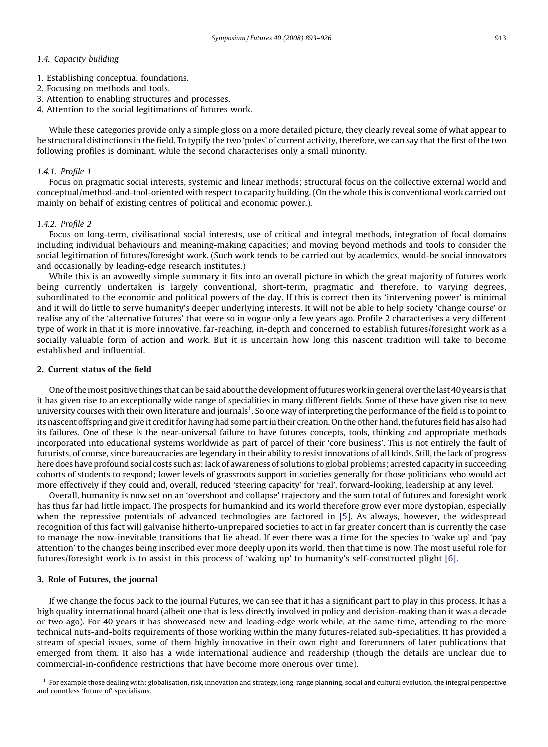### 1.4. Capacity building

1. Establishing conceptual foundations.
2. Focusing on methods and tools.
3. Attention to enabling structures and processes.
4. Attention to the social legitimations of futures work.

While these categories provide only a simple gloss on a more detailed picture, they clearly reveal some of what appear to be structural distinctions in the field. To typify the two 'poles' of current activity, therefore, we can say that the first of the two following profiles is dominant, while the second characterises only a small minority.

#### 1.4.1. Profile 1

Focus on pragmatic social interests, systemic and linear methods; structural focus on the collective external world and conceptual/method-and-tool-oriented with respect to capacity building. (On the whole this is conventional work carried out mainly on behalf of existing centres of political and economic power.).

#### 1.4.2. Profile 2

Focus on long-term, civilisational social interests, use of critical and integral methods, integration of focal domains including individual behaviours and meaning-making capacities; and moving beyond methods and tools to consider the social legitimation of futures/foresight work. (Such work tends to be carried out by academics, would-be social innovators and occasionally by leading-edge research institutes.)

While this is an avowedly simple summary it fits into an overall picture in which the great majority of futures work being currently undertaken is largely conventional, short-term, pragmatic and therefore, to varying degrees, subordinated to the economic and political powers of the day. If this is correct then its 'intervening power' is minimal and it will do little to serve humanity's deeper underlying interests. It will not be able to help society 'change course' or realise any of the 'alternative futures' that were so in vogue only a few years ago. Profile 2 characterises a very different type of work in that it is more innovative, far-reaching, in-depth and concerned to establish futures/foresight work as a socially valuable form of action and work. But it is uncertain how long this nascent tradition will take to become established and influential.

## 2. Current status of the field

One of the most positive things that can be said about the development of futures work in general over the last 40 years is that it has given rise to an exceptionally wide range of specialities in many different fields. Some of these have given rise to new university courses with their own literature and journals[1]. So one way of interpreting the performance of the field is to point to its nascent offspring and give it credit for having had some part in their creation. On the other hand, the futures field has also had its failures. One of these is the near-universal failure to have futures concepts, tools, thinking and appropriate methods incorporated into educational systems worldwide as part of parcel of their 'core business'. This is not entirely the fault of futurists, of course, since bureaucracies are legendary in their ability to resist innovations of all kinds. Still, the lack of progress here does have profound social costs such as: lack of awareness of solutions to global problems; arrested capacity in succeeding cohorts of students to respond; lower levels of grassroots support in societies generally for those politicians who would act more effectively if they could and, overall, reduced 'steering capacity' for 'real', forward-looking, leadership at any level.

Overall, humanity is now set on an 'overshoot and collapse' trajectory and the sum total of futures and foresight work has thus far had little impact. The prospects for humankind and its world therefore grow ever more dystopian, especially when the repressive potentials of advanced technologies are factored in [5]. As always, however, the widespread recognition of this fact will galvanise hitherto-unprepared societies to act in far greater concert than is currently the case to manage the now-inevitable transitions that lie ahead. If ever there was a time for the species to 'wake up' and 'pay attention' to the changes being inscribed ever more deeply upon its world, then that time is now. The most useful role for futures/foresight work is to assist in this process of 'waking up' to humanity's self-constructed plight [6].

## 3. Role of Futures, the journal

If we change the focus back to the journal Futures, we can see that it has a significant part to play in this process. It has a high quality international board (albeit one that is less directly involved in policy and decision-making than it was a decade or two ago). For 40 years it has showcased new and leading-edge work while, at the same time, attending to the more technical nuts-and-bolts requirements of those working within the many futures-related sub-specialities. It has provided a stream of special issues, some of them highly innovative in their own right and forerunners of later publications that emerged from them. It also has a wide international audience and readership (though the details are unclear due to commercial-in-confidence restrictions that have become more onerous over time).

[1] For example those dealing with: globalisation, risk, innovation and strategy, long-range planning, social and cultural evolution, the integral perspective and countless 'future of' specialisms.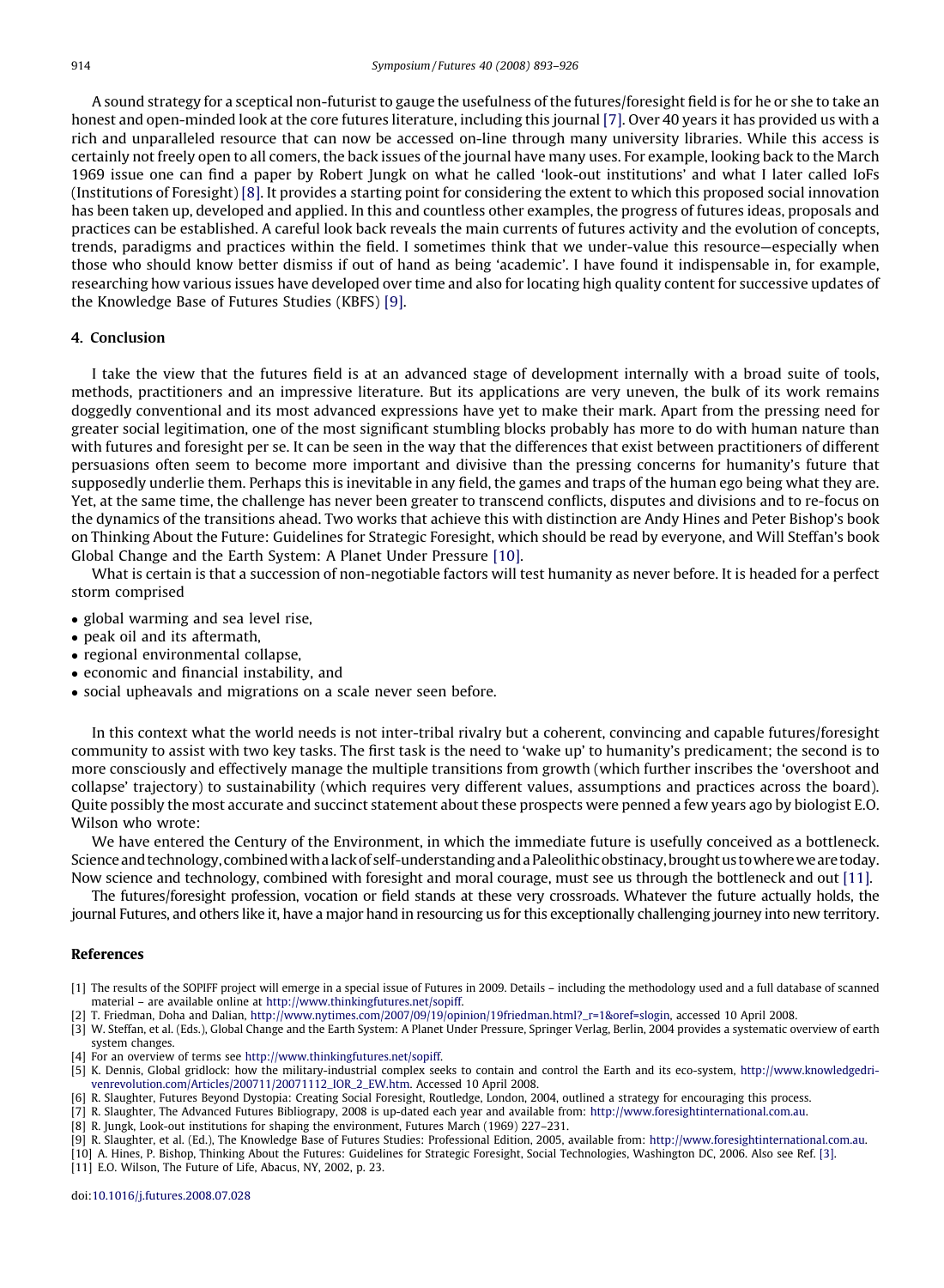A sound strategy for a sceptical non-futurist to gauge the usefulness of the futures/foresight field is for he or she to take an honest and open-minded look at the core futures literature, including this journal [7]. Over 40 years it has provided us with a rich and unparalleled resource that can now be accessed on-line through many university libraries. While this access is certainly not freely open to all comers, the back issues of the journal have many uses. For example, looking back to the March 1969 issue one can find a paper by Robert Jungk on what he called 'look-out institutions' and what I later called IoFs (Institutions of Foresight) [8]. It provides a starting point for considering the extent to which this proposed social innovation has been taken up, developed and applied. In this and countless other examples, the progress of futures ideas, proposals and practices can be established. A careful look back reveals the main currents of futures activity and the evolution of concepts, trends, paradigms and practices within the field. I sometimes think that we under-value this resource—especially when those who should know better dismiss if out of hand as being 'academic'. I have found it indispensable in, for example, researching how various issues have developed over time and also for locating high quality content for successive updates of the Knowledge Base of Futures Studies (KBFS) [9].

## 4. Conclusion

I take the view that the futures field is at an advanced stage of development internally with a broad suite of tools, methods, practitioners and an impressive literature. But its applications are very uneven, the bulk of its work remains doggedly conventional and its most advanced expressions have yet to make their mark. Apart from the pressing need for greater social legitimation, one of the most significant stumbling blocks probably has more to do with human nature than with futures and foresight per se. It can be seen in the way that the differences that exist between practitioners of different persuasions often seem to become more important and divisive than the pressing concerns for humanity's future that supposedly underlie them. Perhaps this is inevitable in any field, the games and traps of the human ego being what they are. Yet, at the same time, the challenge has never been greater to transcend conflicts, disputes and divisions and to re-focus on the dynamics of the transitions ahead. Two works that achieve this with distinction are Andy Hines and Peter Bishop's book on Thinking About the Future: Guidelines for Strategic Foresight, which should be read by everyone, and Will Steffan's book Global Change and the Earth System: A Planet Under Pressure [10].

What is certain is that a succession of non-negotiable factors will test humanity as never before. It is headed for a perfect storm comprised

- global warming and sea level rise,
- peak oil and its aftermath,
- regional environmental collapse,
- economic and financial instability, and
- social upheavals and migrations on a scale never seen before.

In this context what the world needs is not inter-tribal rivalry but a coherent, convincing and capable futures/foresight community to assist with two key tasks. The first task is the need to 'wake up' to humanity's predicament; the second is to more consciously and effectively manage the multiple transitions from growth (which further inscribes the 'overshoot and collapse' trajectory) to sustainability (which requires very different values, assumptions and practices across the board). Quite possibly the most accurate and succinct statement about these prospects were penned a few years ago by biologist E.O. Wilson who wrote:

We have entered the Century of the Environment, in which the immediate future is usefully conceived as a bottleneck. Science and technology, combined with a lack of self-understanding and a Paleolithic obstinacy, brought us to where we are today. Now science and technology, combined with foresight and moral courage, must see us through the bottleneck and out [11].

The futures/foresight profession, vocation or field stands at these very crossroads. Whatever the future actually holds, the journal Futures, and others like it, have a major hand in resourcing us for this exceptionally challenging journey into new territory.

## References

[1] The results of the SOPIFF project will emerge in a special issue of Futures in 2009. Details – including the methodology used and a full database of scanned material – are available online at http://www.thinkingfutures.net/sopiff.

[2] T. Friedman, Doha and Dalian, http://www.nytimes.com/2007/09/19/opinion/19friedman.html?_r=1&oref=slogin, accessed 10 April 2008.

[3] W. Steffan, et al. (Eds.), Global Change and the Earth System: A Planet Under Pressure, Springer Verlag, Berlin, 2004 provides a systematic overview of earth system changes.

[4] For an overview of terms see http://www.thinkingfutures.net/sopiff.

[5] K. Dennis, Global gridlock: how the military-industrial complex seeks to contain and control the Earth and its eco-system, http://www.knowledgedrivenrevolution.com/Articles/200711/20071112_IOR_2_EW.htm. Accessed 10 April 2008.

[6] R. Slaughter, Futures Beyond Dystopia: Creating Social Foresight, Routledge, London, 2004, outlined a strategy for encouraging this process.

[7] R. Slaughter, The Advanced Futures Bibliograpy, 2008 is up-dated each year and available from: http://www.foresightinternational.com.au.

[8] R. Jungk, Look-out institutions for shaping the environment, Futures March (1969) 227–231.

[9] R. Slaughter, et al. (Ed.), The Knowledge Base of Futures Studies: Professional Edition, 2005, available from: http://www.foresightinternational.com.au.

[10] A. Hines, P. Bishop, Thinking About the Futures: Guidelines for Strategic Foresight, Social Technologies, Washington DC, 2006. Also see Ref. [3].

[11] E.O. Wilson, The Future of Life, Abacus, NY, 2002, p. 23.

doi:10.1016/j.futures.2008.07.028